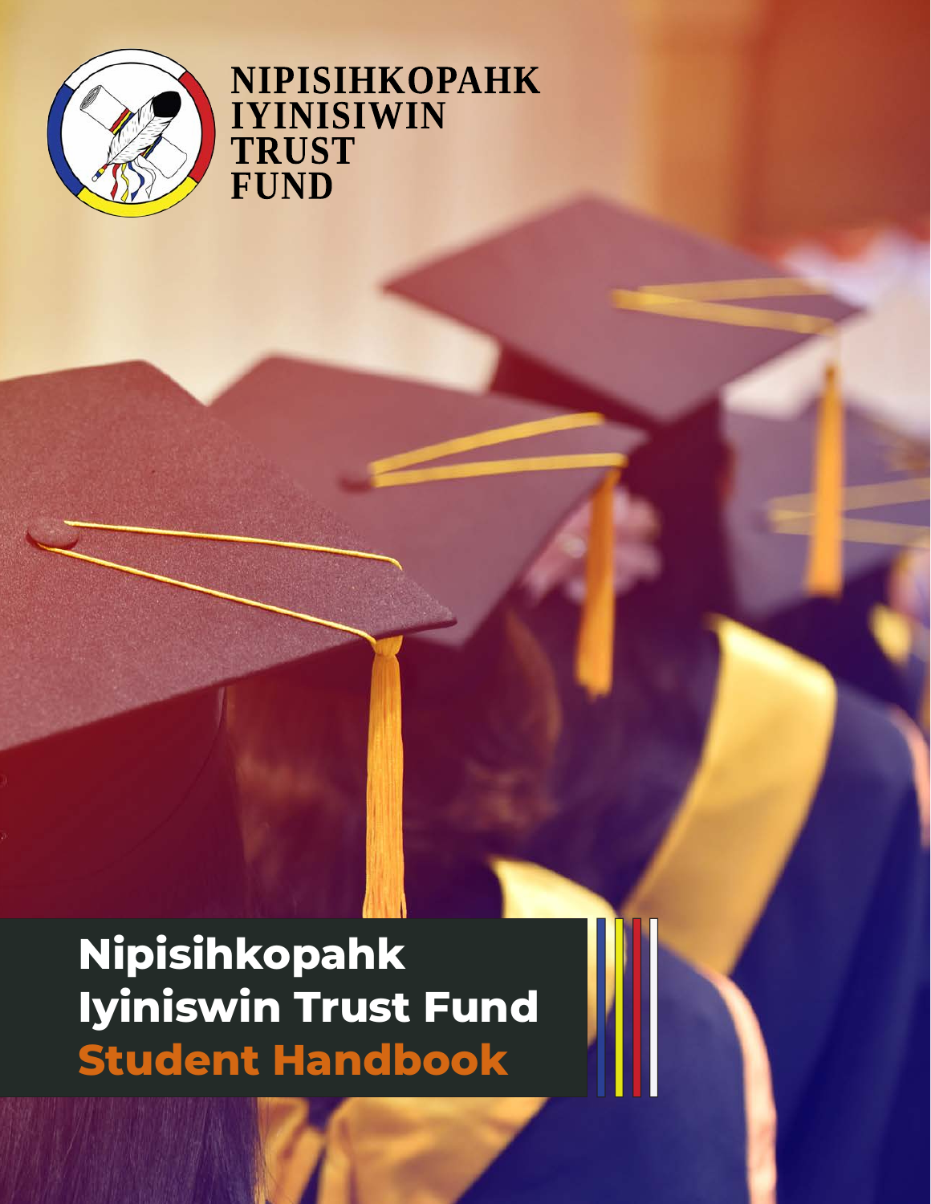NIPISIHKOPAHK IYINISIWIN TRUST FUND

# Nipisihkopahk Iyiniswin Trust Fund Student Handbook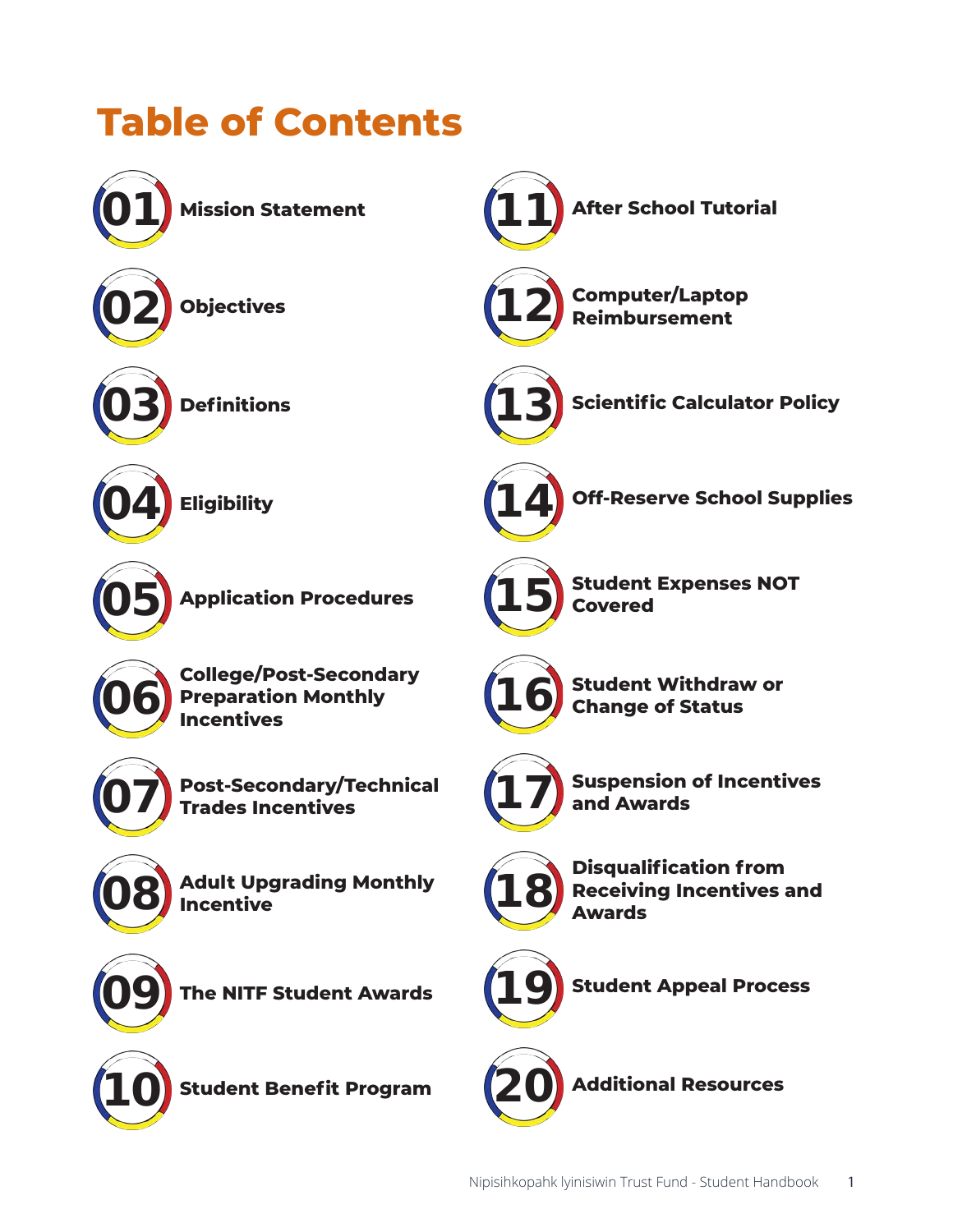# Table of Contents

01 Mission Statement

02 Objectives

03 Definitions

04 Eligibility

05 Application Procedures

06 College/Post-Secondary Preparation Monthly Incentives

07 Post-Secondary/Technical Trades Incentives

08 Adult Upgrading Monthly Incentive

09 The NITF Student Awards

10 Student Benefit Program

11 After School Tutorial

12 Computer/Laptop Reimbursement

13 Scientific Calculator Policy

14 Off-Reserve School Supplies

15 Student Expenses NOT Covered

16 Student Withdraw or Change of Status

17 Suspension of Incentives and Awards

18 Disqualification from Receiving Incentives and Awards

19 Student Appeal Process

20 Additional Resources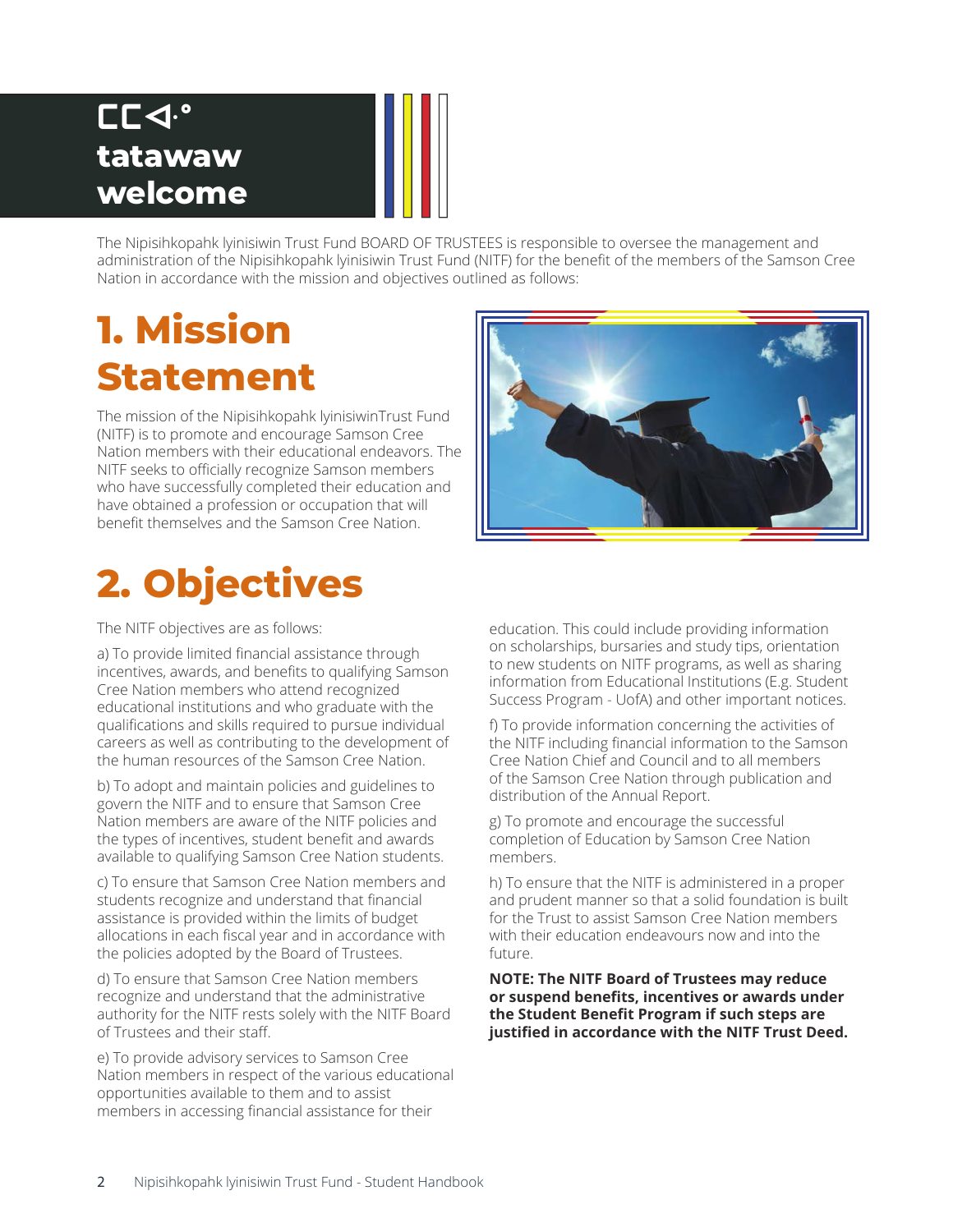# ᑕᑕᐚᐤ tatawaw welcome

The Nipisihkopahk Iyinisiwin Trust Fund BOARD OF TRUSTEES is responsible to oversee the management and administration of the Nipisihkopahk Iyinisiwin Trust Fund (NITF) for the benefit of the members of the Samson Cree Nation in accordance with the mission and objectives outlined as follows:

# 1. Mission Statement

The mission of the Nipisihkopahk IyinisiwinTrust Fund (NITF) is to promote and encourage Samson Cree Nation members with their educational endeavors. The NITF seeks to officially recognize Samson members who have successfully completed their education and have obtained a profession or occupation that will benefit themselves and the Samson Cree Nation.

# 2. Objectives

The NITF objectives are as follows:

a) To provide limited financial assistance through incentives, awards, and benefits to qualifying Samson Cree Nation members who attend recognized educational institutions and who graduate with the qualifications and skills required to pursue individual careers as well as contributing to the development of the human resources of the Samson Cree Nation.

b) To adopt and maintain policies and guidelines to govern the NITF and to ensure that Samson Cree Nation members are aware of the NITF policies and the types of incentives, student benefit and awards available to qualifying Samson Cree Nation students.

c) To ensure that Samson Cree Nation members and students recognize and understand that financial assistance is provided within the limits of budget allocations in each fiscal year and in accordance with the policies adopted by the Board of Trustees.

d) To ensure that Samson Cree Nation members recognize and understand that the administrative authority for the NITF rests solely with the NITF Board of Trustees and their staff.

e) To provide advisory services to Samson Cree Nation members in respect of the various educational opportunities available to them and to assist members in accessing financial assistance for their education. This could include providing information on scholarships, bursaries and study tips, orientation to new students on NITF programs, as well as sharing information from Educational Institutions (E.g. Student Success Program - UofA) and other important notices.

f) To provide information concerning the activities of the NITF including financial information to the Samson Cree Nation Chief and Council and to all members of the Samson Cree Nation through publication and distribution of the Annual Report.

g) To promote and encourage the successful completion of Education by Samson Cree Nation members.

h) To ensure that the NITF is administered in a proper and prudent manner so that a solid foundation is built for the Trust to assist Samson Cree Nation members with their education endeavours now and into the future.

**NOTE: The NITF Board of Trustees may reduce or suspend benefits, incentives or awards under the Student Benefit Program if such steps are justified in accordance with the NITF Trust Deed.**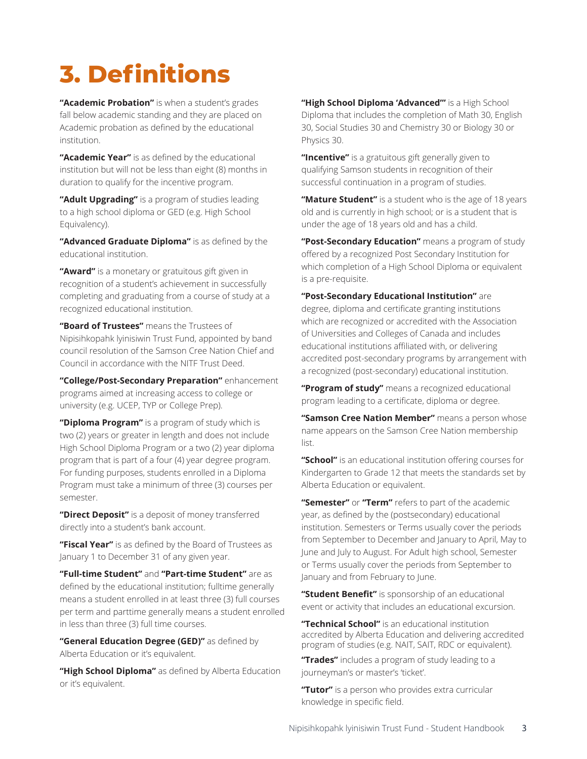# 3. Definitions

**"Academic Probation"** is when a student's grades fall below academic standing and they are placed on Academic probation as defined by the educational institution.

**"Academic Year"** is as defined by the educational institution but will not be less than eight (8) months in duration to qualify for the incentive program.

**"Adult Upgrading"** is a program of studies leading to a high school diploma or GED (e.g. High School Equivalency).

**"Advanced Graduate Diploma"** is as defined by the educational institution.

**"Award"** is a monetary or gratuitous gift given in recognition of a student's achievement in successfully completing and graduating from a course of study at a recognized educational institution.

**"Board of Trustees"** means the Trustees of Nipisihkopahk Iyinisiwin Trust Fund, appointed by band council resolution of the Samson Cree Nation Chief and Council in accordance with the NITF Trust Deed.

**"College/Post-Secondary Preparation"** enhancement programs aimed at increasing access to college or university (e.g. UCEP, TYP or College Prep).

**"Diploma Program"** is a program of study which is two (2) years or greater in length and does not include High School Diploma Program or a two (2) year diploma program that is part of a four (4) year degree program. For funding purposes, students enrolled in a Diploma Program must take a minimum of three (3) courses per semester.

**"Direct Deposit"** is a deposit of money transferred directly into a student's bank account.

**"Fiscal Year"** is as defined by the Board of Trustees as January 1 to December 31 of any given year.

**"Full-time Student"** and **"Part-time Student"** are as defined by the educational institution; fulltime generally means a student enrolled in at least three (3) full courses per term and parttime generally means a student enrolled in less than three (3) full time courses.

**"General Education Degree (GED)"** as defined by Alberta Education or it's equivalent.

**"High School Diploma"** as defined by Alberta Education or it's equivalent.

**"High School Diploma 'Advanced'"** is a High School Diploma that includes the completion of Math 30, English 30, Social Studies 30 and Chemistry 30 or Biology 30 or Physics 30.

**"Incentive"** is a gratuitous gift generally given to qualifying Samson students in recognition of their successful continuation in a program of studies.

**"Mature Student"** is a student who is the age of 18 years old and is currently in high school; or is a student that is under the age of 18 years old and has a child.

**"Post-Secondary Education"** means a program of study offered by a recognized Post Secondary Institution for which completion of a High School Diploma or equivalent is a pre-requisite.

**"Post-Secondary Educational Institution"** are degree, diploma and certificate granting institutions which are recognized or accredited with the Association of Universities and Colleges of Canada and includes educational institutions affiliated with, or delivering accredited post-secondary programs by arrangement with a recognized (post-secondary) educational institution.

**"Program of study"** means a recognized educational program leading to a certificate, diploma or degree.

**"Samson Cree Nation Member"** means a person whose name appears on the Samson Cree Nation membership list.

**"School"** is an educational institution offering courses for Kindergarten to Grade 12 that meets the standards set by Alberta Education or equivalent.

**"Semester"** or **"Term"** refers to part of the academic year, as defined by the (postsecondary) educational institution. Semesters or Terms usually cover the periods from September to December and January to April, May to June and July to August. For Adult high school, Semester or Terms usually cover the periods from September to January and from February to June.

**"Student Benefit"** is sponsorship of an educational event or activity that includes an educational excursion.

**"Technical School"** is an educational institution accredited by Alberta Education and delivering accredited program of studies (e.g. NAIT, SAIT, RDC or equivalent).

**"Trades"** includes a program of study leading to a journeyman's or master's 'ticket'.

**"Tutor"** is a person who provides extra curricular knowledge in specific field.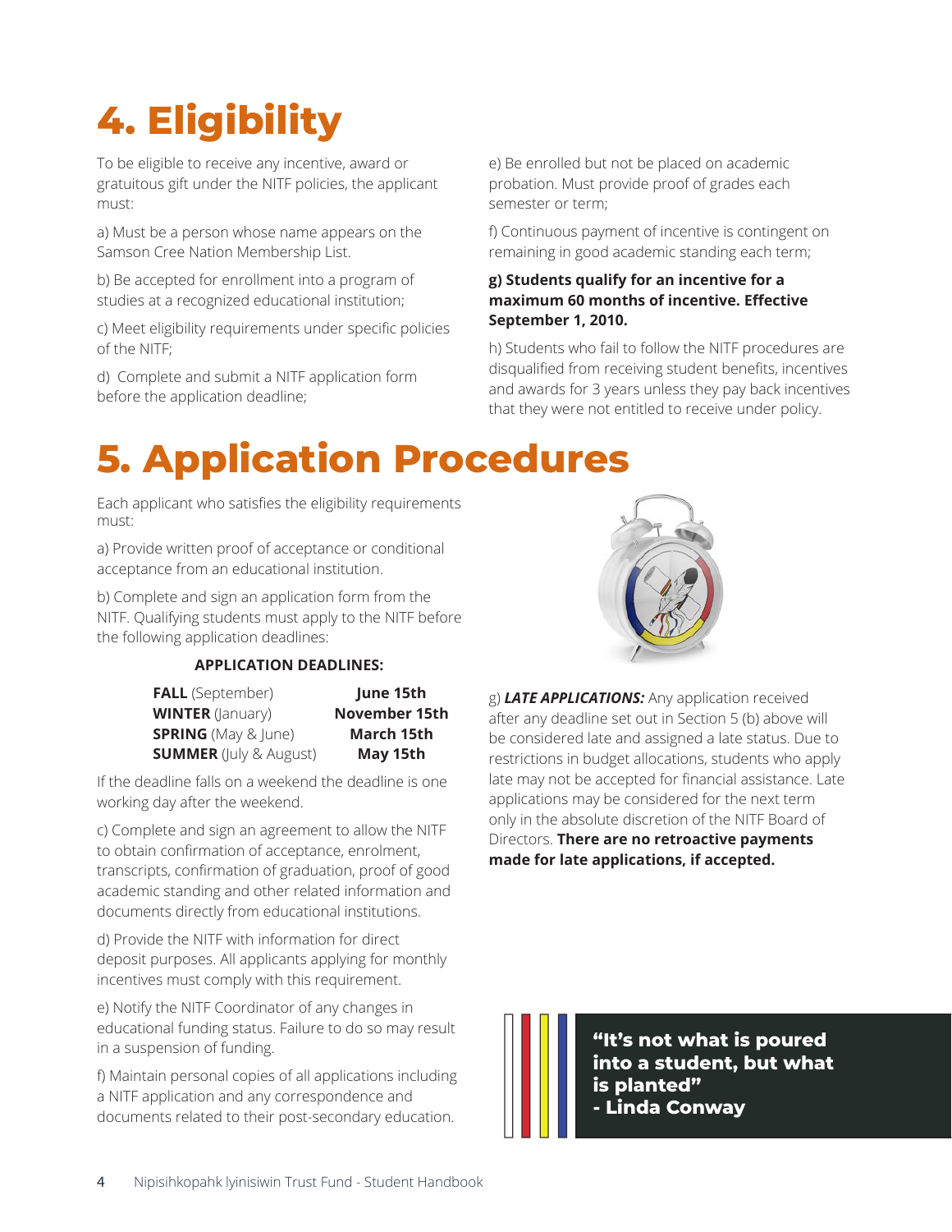# 4. Eligibility

To be eligible to receive any incentive, award or gratuitous gift under the NITF policies, the applicant must:

a) Must be a person whose name appears on the Samson Cree Nation Membership List.

b) Be accepted for enrollment into a program of studies at a recognized educational institution;

c) Meet eligibility requirements under specific policies of the NITF;

d) Complete and submit a NITF application form before the application deadline;

e) Be enrolled but not be placed on academic probation. Must provide proof of grades each semester or term;

f) Continuous payment of incentive is contingent on remaining in good academic standing each term;

**g) Students qualify for an incentive for a maximum 60 months of incentive. Effective September 1, 2010.**

h) Students who fail to follow the NITF procedures are disqualified from receiving student benefits, incentives and awards for 3 years unless they pay back incentives that they were not entitled to receive under policy.

# 5. Application Procedures

Each applicant who satisfies the eligibility requirements must:

a) Provide written proof of acceptance or conditional acceptance from an educational institution.

b) Complete and sign an application form from the NITF. Qualifying students must apply to the NITF before the following application deadlines:

**APPLICATION DEADLINES:**

| Term | Deadline |
|---|---|
| **FALL** (September) | **June 15th** |
| **WINTER** (January) | **November 15th** |
| **SPRING** (May & June) | **March 15th** |
| **SUMMER** (July & August) | **May 15th** |

If the deadline falls on a weekend the deadline is one working day after the weekend.

c) Complete and sign an agreement to allow the NITF to obtain confirmation of acceptance, enrolment, transcripts, confirmation of graduation, proof of good academic standing and other related information and documents directly from educational institutions.

d) Provide the NITF with information for direct deposit purposes. All applicants applying for monthly incentives must comply with this requirement.

e) Notify the NITF Coordinator of any changes in educational funding status. Failure to do so may result in a suspension of funding.

f) Maintain personal copies of all applications including a NITF application and any correspondence and documents related to their post-secondary education.

g) ***LATE APPLICATIONS:*** Any application received after any deadline set out in Section 5 (b) above will be considered late and assigned a late status. Due to restrictions in budget allocations, students who apply late may not be accepted for financial assistance. Late applications may be considered for the next term only in the absolute discretion of the NITF Board of Directors. **There are no retroactive payments made for late applications, if accepted.**

**"It's not what is poured into a student, but what is planted"**
**- Linda Conway**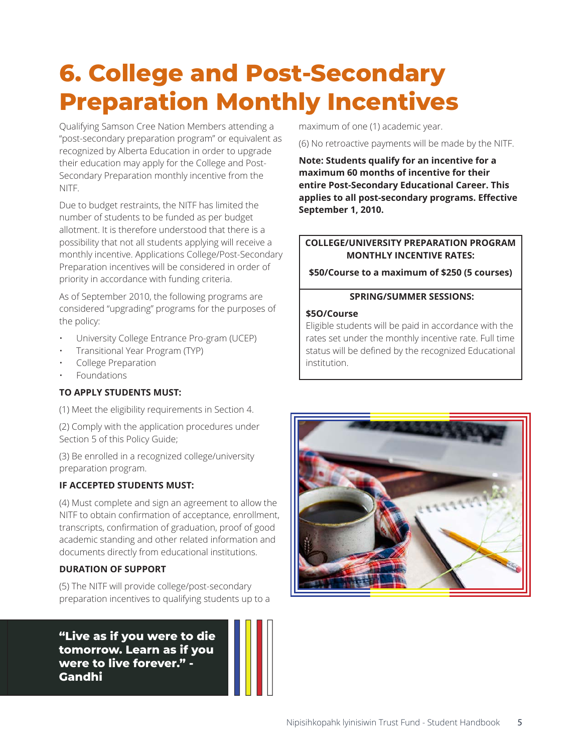# 6. College and Post-Secondary Preparation Monthly Incentives

Qualifying Samson Cree Nation Members attending a "post-secondary preparation program" or equivalent as recognized by Alberta Education in order to upgrade their education may apply for the College and Post-Secondary Preparation monthly incentive from the NITF.

Due to budget restraints, the NITF has limited the number of students to be funded as per budget allotment. It is therefore understood that there is a possibility that not all students applying will receive a monthly incentive. Applications College/Post-Secondary Preparation incentives will be considered in order of priority in accordance with funding criteria.

As of September 2010, the following programs are considered "upgrading" programs for the purposes of the policy:

- University College Entrance Pro-gram (UCEP)
- Transitional Year Program (TYP)
- College Preparation
- Foundations

**TO APPLY STUDENTS MUST:**

(1) Meet the eligibility requirements in Section 4.

(2) Comply with the application procedures under Section 5 of this Policy Guide;

(3) Be enrolled in a recognized college/university preparation program.

**IF ACCEPTED STUDENTS MUST:**

(4) Must complete and sign an agreement to allow the NITF to obtain confirmation of acceptance, enrollment, transcripts, confirmation of graduation, proof of good academic standing and other related information and documents directly from educational institutions.

**DURATION OF SUPPORT**

(5) The NITF will provide college/post-secondary preparation incentives to qualifying students up to a maximum of one (1) academic year.

(6) No retroactive payments will be made by the NITF.

**Note: Students qualify for an incentive for a maximum 60 months of incentive for their entire Post-Secondary Educational Career. This applies to all post-secondary programs. Effective September 1, 2010.**

**COLLEGE/UNIVERSITY PREPARATION PROGRAM MONTHLY INCENTIVE RATES:**

**$50/Course to a maximum of $250 (5 courses)**

**SPRING/SUMMER SESSIONS:**

**$5O/Course**

Eligible students will be paid in accordance with the rates set under the monthly incentive rate. Full time status will be defined by the recognized Educational institution.

**"Live as if you were to die tomorrow. Learn as if you were to live forever." - Gandhi**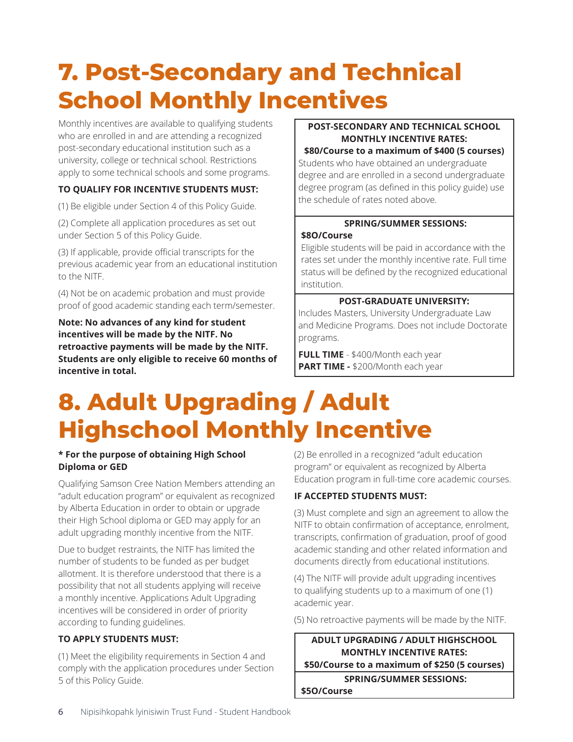# 7. Post-Secondary and Technical School Monthly Incentives

Monthly incentives are available to qualifying students who are enrolled in and are attending a recognized post-secondary educational institution such as a university, college or technical school. Restrictions apply to some technical schools and some programs.

**TO QUALIFY FOR INCENTIVE STUDENTS MUST:**

(1) Be eligible under Section 4 of this Policy Guide.

(2) Complete all application procedures as set out under Section 5 of this Policy Guide.

(3) If applicable, provide official transcripts for the previous academic year from an educational institution to the NITF.

(4) Not be on academic probation and must provide proof of good academic standing each term/semester.

**Note: No advances of any kind for student incentives will be made by the NITF. No retroactive payments will be made by the NITF. Students are only eligible to receive 60 months of incentive in total.**

**POST-SECONDARY AND TECHNICAL SCHOOL MONTHLY INCENTIVE RATES:**
**$80/Course to a maximum of $400 (5 courses)**

Students who have obtained an undergraduate degree and are enrolled in a second undergraduate degree program (as defined in this policy guide) use the schedule of rates noted above.

**SPRING/SUMMER SESSIONS:**
**$8O/Course**

Eligible students will be paid in accordance with the rates set under the monthly incentive rate. Full time status will be defined by the recognized educational institution.

**POST-GRADUATE UNIVERSITY:**

Includes Masters, University Undergraduate Law and Medicine Programs. Does not include Doctorate programs.

**FULL TIME** - $400/Month each year
**PART TIME -** $200/Month each year

# 8. Adult Upgrading / Adult Highschool Monthly Incentive

**\* For the purpose of obtaining High School Diploma or GED**

Qualifying Samson Cree Nation Members attending an "adult education program" or equivalent as recognized by Alberta Education in order to obtain or upgrade their High School diploma or GED may apply for an adult upgrading monthly incentive from the NITF.

Due to budget restraints, the NITF has limited the number of students to be funded as per budget allotment. It is therefore understood that there is a possibility that not all students applying will receive a monthly incentive. Applications Adult Upgrading incentives will be considered in order of priority according to funding guidelines.

**TO APPLY STUDENTS MUST:**

(1) Meet the eligibility requirements in Section 4 and comply with the application procedures under Section 5 of this Policy Guide.

(2) Be enrolled in a recognized "adult education program" or equivalent as recognized by Alberta Education program in full-time core academic courses.

**IF ACCEPTED STUDENTS MUST:**

(3) Must complete and sign an agreement to allow the NITF to obtain confirmation of acceptance, enrolment, transcripts, confirmation of graduation, proof of good academic standing and other related information and documents directly from educational institutions.

(4) The NITF will provide adult upgrading incentives to qualifying students up to a maximum of one (1) academic year.

(5) No retroactive payments will be made by the NITF.

**ADULT UPGRADING / ADULT HIGHSCHOOL MONTHLY INCENTIVE RATES:**
**$50/Course to a maximum of $250 (5 courses)**

**SPRING/SUMMER SESSIONS:**
**$5O/Course**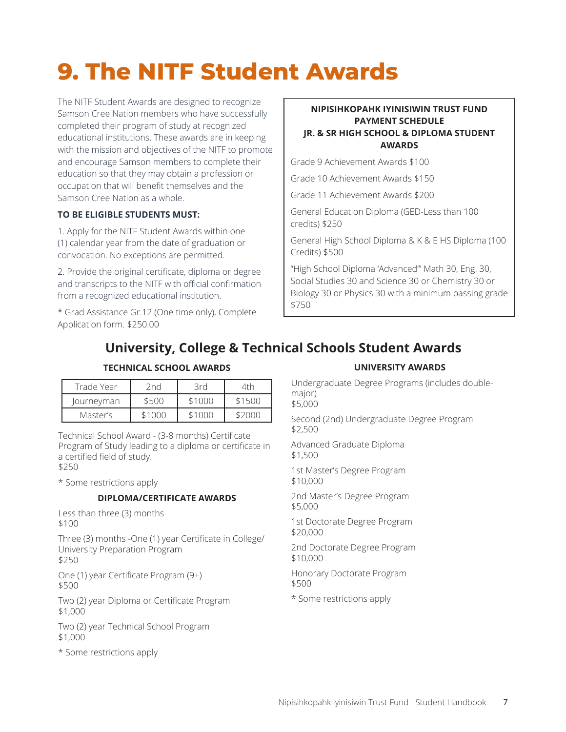# 9. The NITF Student Awards

The NITF Student Awards are designed to recognize Samson Cree Nation members who have successfully completed their program of study at recognized educational institutions. These awards are in keeping with the mission and objectives of the NITF to promote and encourage Samson members to complete their education so that they may obtain a profession or occupation that will benefit themselves and the Samson Cree Nation as a whole.

**TO BE ELIGIBLE STUDENTS MUST:**

1. Apply for the NITF Student Awards within one (1) calendar year from the date of graduation or convocation. No exceptions are permitted.

2. Provide the original certificate, diploma or degree and transcripts to the NITF with official confirmation from a recognized educational institution.

* Grad Assistance Gr.12 (One time only), Complete Application form. $250.00

**NIPISIHKOPAHK IYINISIWIN TRUST FUND PAYMENT SCHEDULE JR. & SR HIGH SCHOOL & DIPLOMA STUDENT AWARDS**

Grade 9 Achievement Awards $100

Grade 10 Achievement Awards $150

Grade 11 Achievement Awards $200

General Education Diploma (GED-Less than 100 credits) $250

General High School Diploma & K & E HS Diploma (100 Credits) $500

"High School Diploma 'Advanced'" Math 30, Eng. 30, Social Studies 30 and Science 30 or Chemistry 30 or Biology 30 or Physics 30 with a minimum passing grade $750

## University, College & Technical Schools Student Awards

### TECHNICAL SCHOOL AWARDS

| Trade Year | 2nd | 3rd | 4th |
|---|---|---|---|
| Journeyman | $500 | $1000 | $1500 |
| Master's | $1000 | $1000 | $2000 |

Technical School Award - (3-8 months) Certificate Program of Study leading to a diploma or certificate in a certified field of study.
$250

* Some restrictions apply

### DIPLOMA/CERTIFICATE AWARDS

Less than three (3) months
$100

Three (3) months -One (1) year Certificate in College/University Preparation Program
$250

One (1) year Certificate Program (9+)
$500

Two (2) year Diploma or Certificate Program
$1,000

Two (2) year Technical School Program
$1,000

* Some restrictions apply

### UNIVERSITY AWARDS

Undergraduate Degree Programs (includes double-major)
$5,000

Second (2nd) Undergraduate Degree Program
$2,500

Advanced Graduate Diploma
$1,500

1st Master's Degree Program
$10,000

2nd Master's Degree Program
$5,000

1st Doctorate Degree Program
$20,000

2nd Doctorate Degree Program
$10,000

Honorary Doctorate Program
$500

* Some restrictions apply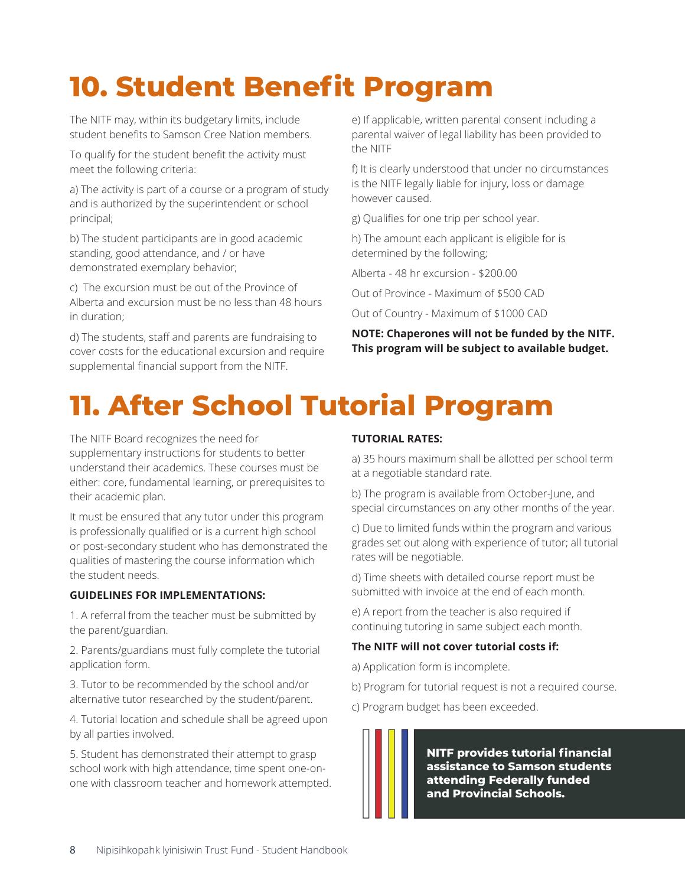# 10. Student Benefit Program

The NITF may, within its budgetary limits, include student benefits to Samson Cree Nation members.

To qualify for the student benefit the activity must meet the following criteria:

a) The activity is part of a course or a program of study and is authorized by the superintendent or school principal;

b) The student participants are in good academic standing, good attendance, and / or have demonstrated exemplary behavior;

c) The excursion must be out of the Province of Alberta and excursion must be no less than 48 hours in duration;

d) The students, staff and parents are fundraising to cover costs for the educational excursion and require supplemental financial support from the NITF.

e) If applicable, written parental consent including a parental waiver of legal liability has been provided to the NITF

f) It is clearly understood that under no circumstances is the NITF legally liable for injury, loss or damage however caused.

g) Qualifies for one trip per school year.

h) The amount each applicant is eligible for is determined by the following;

Alberta - 48 hr excursion - $200.00

Out of Province - Maximum of $500 CAD

Out of Country - Maximum of $1000 CAD

**NOTE: Chaperones will not be funded by the NITF. This program will be subject to available budget.**

# 11. After School Tutorial Program

The NITF Board recognizes the need for supplementary instructions for students to better understand their academics. These courses must be either: core, fundamental learning, or prerequisites to their academic plan.

It must be ensured that any tutor under this program is professionally qualified or is a current high school or post-secondary student who has demonstrated the qualities of mastering the course information which the student needs.

**GUIDELINES FOR IMPLEMENTATIONS:**

1. A referral from the teacher must be submitted by the parent/guardian.
2. Parents/guardians must fully complete the tutorial application form.
3. Tutor to be recommended by the school and/or alternative tutor researched by the student/parent.
4. Tutorial location and schedule shall be agreed upon by all parties involved.
5. Student has demonstrated their attempt to grasp school work with high attendance, time spent one-on-one with classroom teacher and homework attempted.

**TUTORIAL RATES:**

a) 35 hours maximum shall be allotted per school term at a negotiable standard rate.

b) The program is available from October-June, and special circumstances on any other months of the year.

c) Due to limited funds within the program and various grades set out along with experience of tutor; all tutorial rates will be negotiable.

d) Time sheets with detailed course report must be submitted with invoice at the end of each month.

e) A report from the teacher is also required if continuing tutoring in same subject each month.

**The NITF will not cover tutorial costs if:**

a) Application form is incomplete.

b) Program for tutorial request is not a required course.

c) Program budget has been exceeded.

**NITF provides tutorial financial assistance to Samson students attending Federally funded and Provincial Schools.**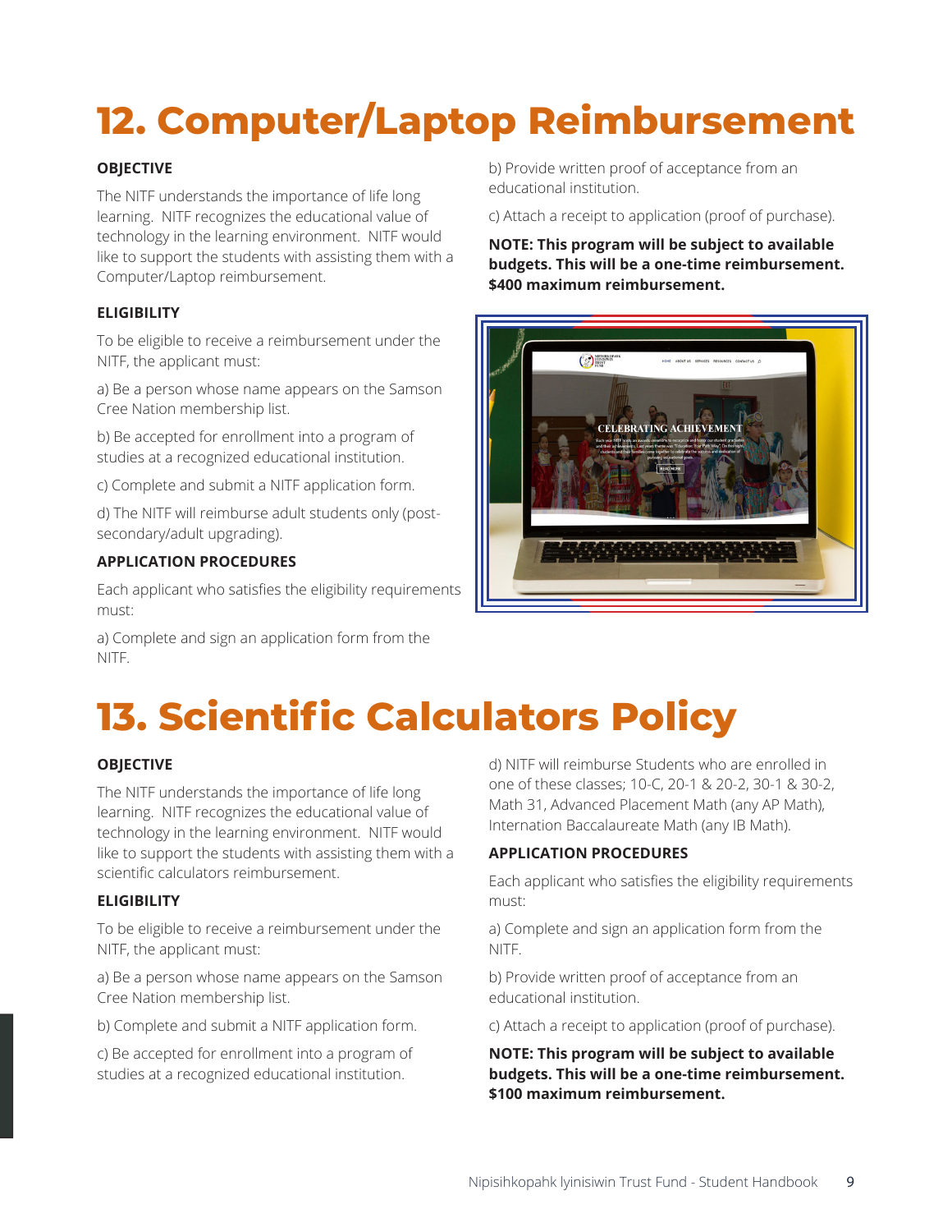# 12. Computer/Laptop Reimbursement

**OBJECTIVE**

The NITF understands the importance of life long learning. NITF recognizes the educational value of technology in the learning environment. NITF would like to support the students with assisting them with a Computer/Laptop reimbursement.

**ELIGIBILITY**

To be eligible to receive a reimbursement under the NITF, the applicant must:

a) Be a person whose name appears on the Samson Cree Nation membership list.

b) Be accepted for enrollment into a program of studies at a recognized educational institution.

c) Complete and submit a NITF application form.

d) The NITF will reimburse adult students only (post-secondary/adult upgrading).

**APPLICATION PROCEDURES**

Each applicant who satisfies the eligibility requirements must:

a) Complete and sign an application form from the NITF.

b) Provide written proof of acceptance from an educational institution.

c) Attach a receipt to application (proof of purchase).

**NOTE: This program will be subject to available budgets. This will be a one-time reimbursement. $400 maximum reimbursement.**

# 13. Scientific Calculators Policy

**OBJECTIVE**

The NITF understands the importance of life long learning. NITF recognizes the educational value of technology in the learning environment. NITF would like to support the students with assisting them with a scientific calculators reimbursement.

**ELIGIBILITY**

To be eligible to receive a reimbursement under the NITF, the applicant must:

a) Be a person whose name appears on the Samson Cree Nation membership list.

b) Complete and submit a NITF application form.

c) Be accepted for enrollment into a program of studies at a recognized educational institution.

d) NITF will reimburse Students who are enrolled in one of these classes; 10-C, 20-1 & 20-2, 30-1 & 30-2, Math 31, Advanced Placement Math (any AP Math), Internation Baccalaureate Math (any IB Math).

**APPLICATION PROCEDURES**

Each applicant who satisfies the eligibility requirements must:

a) Complete and sign an application form from the NITF.

b) Provide written proof of acceptance from an educational institution.

c) Attach a receipt to application (proof of purchase).

**NOTE: This program will be subject to available budgets. This will be a one-time reimbursement. $100 maximum reimbursement.**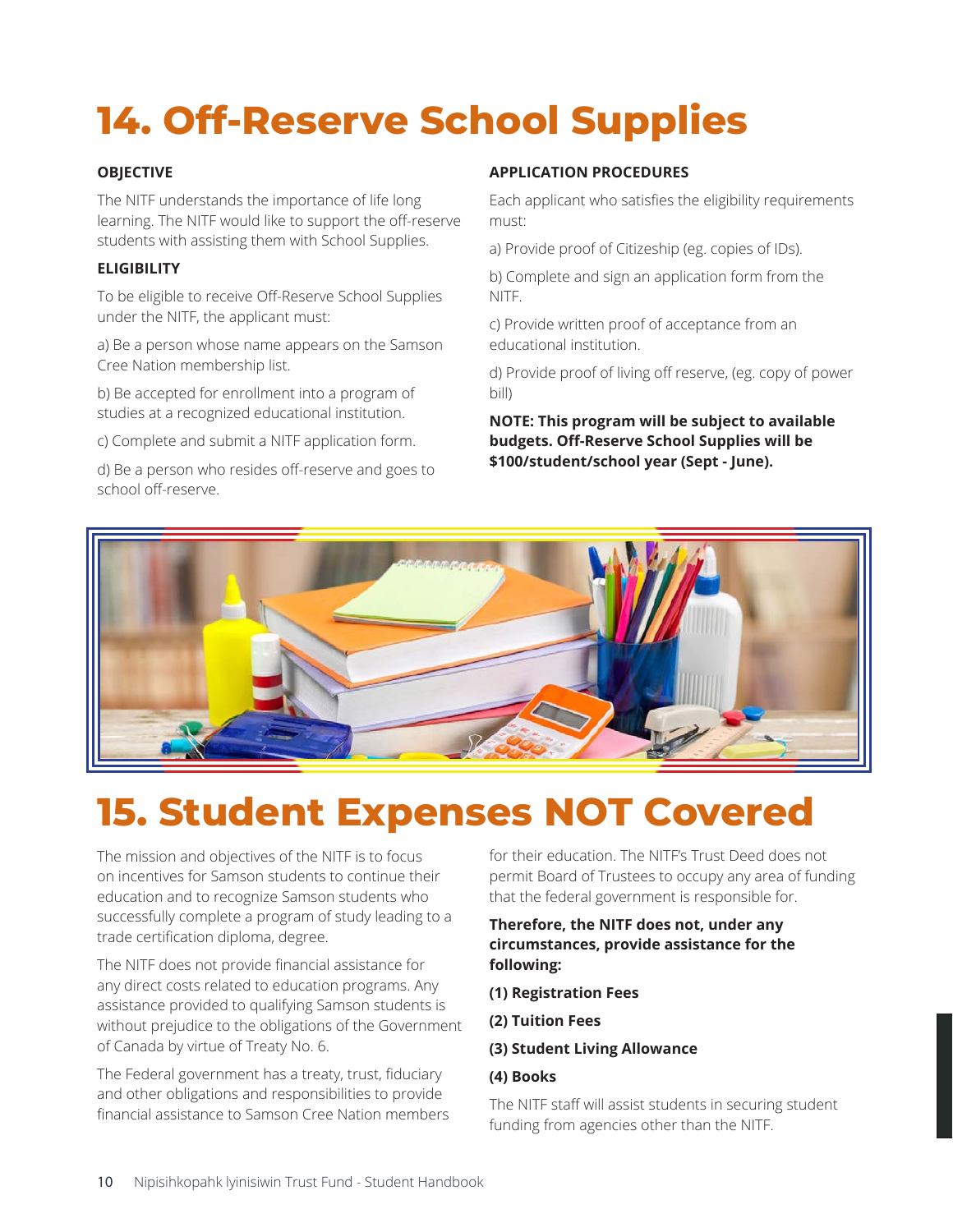# 14. Off-Reserve School Supplies

**OBJECTIVE**

The NITF understands the importance of life long learning. The NITF would like to support the off-reserve students with assisting them with School Supplies.

**ELIGIBILITY**

To be eligible to receive Off-Reserve School Supplies under the NITF, the applicant must:

a) Be a person whose name appears on the Samson Cree Nation membership list.

b) Be accepted for enrollment into a program of studies at a recognized educational institution.

c) Complete and submit a NITF application form.

d) Be a person who resides off-reserve and goes to school off-reserve.

**APPLICATION PROCEDURES**

Each applicant who satisfies the eligibility requirements must:

a) Provide proof of Citizeship (eg. copies of IDs).

b) Complete and sign an application form from the NITF.

c) Provide written proof of acceptance from an educational institution.

d) Provide proof of living off reserve, (eg. copy of power bill)

**NOTE: This program will be subject to available budgets. Off-Reserve School Supplies will be $100/student/school year (Sept - June).**

# 15. Student Expenses NOT Covered

The mission and objectives of the NITF is to focus on incentives for Samson students to continue their education and to recognize Samson students who successfully complete a program of study leading to a trade certification diploma, degree.

The NITF does not provide financial assistance for any direct costs related to education programs. Any assistance provided to qualifying Samson students is without prejudice to the obligations of the Government of Canada by virtue of Treaty No. 6.

The Federal government has a treaty, trust, fiduciary and other obligations and responsibilities to provide financial assistance to Samson Cree Nation members for their education. The NITF's Trust Deed does not permit Board of Trustees to occupy any area of funding that the federal government is responsible for.

**Therefore, the NITF does not, under any circumstances, provide assistance for the following:**

**(1) Registration Fees**

**(2) Tuition Fees**

**(3) Student Living Allowance**

**(4) Books**

The NITF staff will assist students in securing student funding from agencies other than the NITF.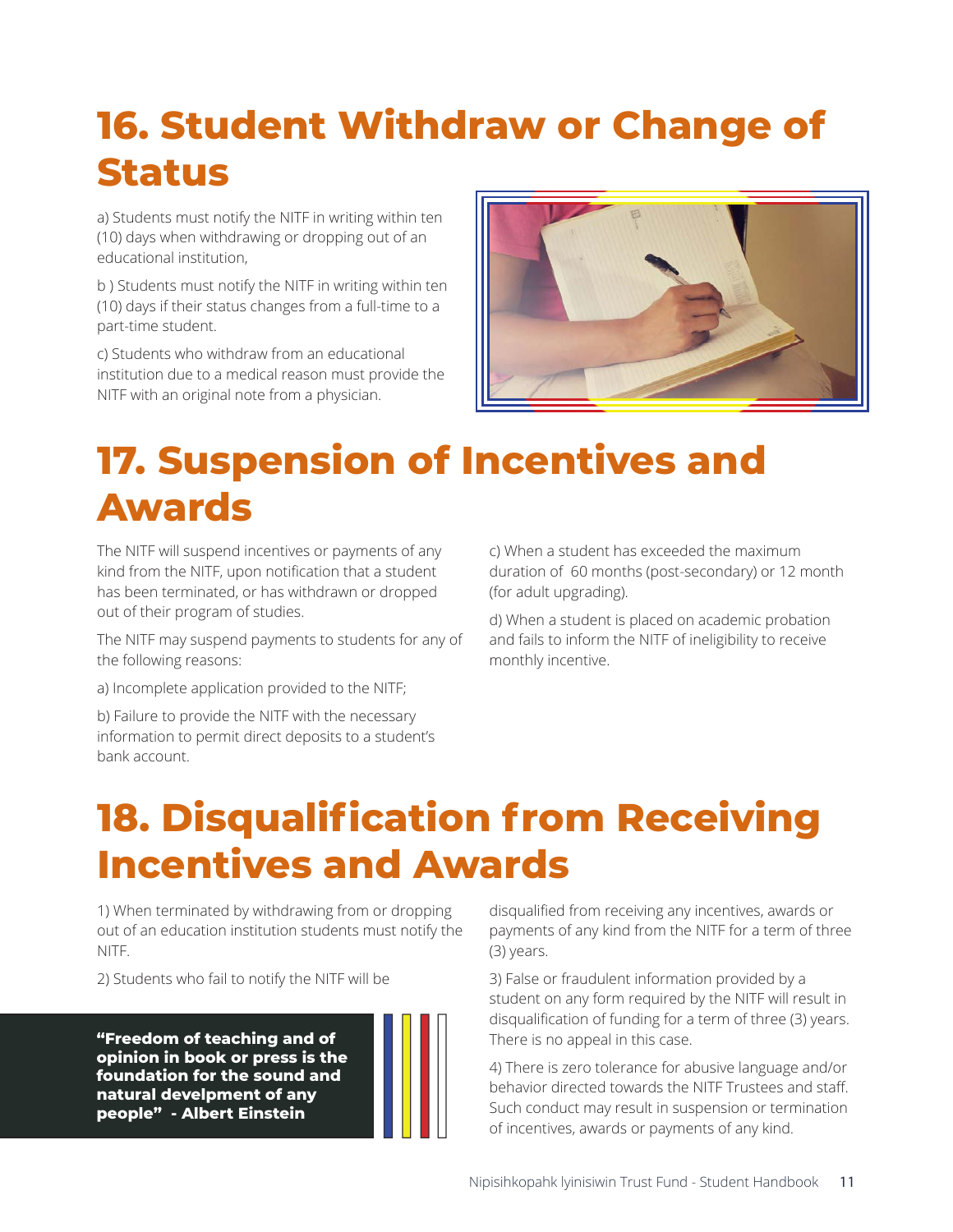# 16. Student Withdraw or Change of Status

a) Students must notify the NITF in writing within ten (10) days when withdrawing or dropping out of an educational institution,

b ) Students must notify the NITF in writing within ten (10) days if their status changes from a full-time to a part-time student.

c) Students who withdraw from an educational institution due to a medical reason must provide the NITF with an original note from a physician.

# 17. Suspension of Incentives and Awards

The NITF will suspend incentives or payments of any kind from the NITF, upon notification that a student has been terminated, or has withdrawn or dropped out of their program of studies.

The NITF may suspend payments to students for any of the following reasons:

a) Incomplete application provided to the NITF;

b) Failure to provide the NITF with the necessary information to permit direct deposits to a student's bank account.

c) When a student has exceeded the maximum duration of 60 months (post-secondary) or 12 month (for adult upgrading).

d) When a student is placed on academic probation and fails to inform the NITF of ineligibility to receive monthly incentive.

# 18. Disqualification from Receiving Incentives and Awards

1) When terminated by withdrawing from or dropping out of an education institution students must notify the NITF.

2) Students who fail to notify the NITF will be disqualified from receiving any incentives, awards or payments of any kind from the NITF for a term of three (3) years.

3) False or fraudulent information provided by a student on any form required by the NITF will result in disqualification of funding for a term of three (3) years. There is no appeal in this case.

4) There is zero tolerance for abusive language and/or behavior directed towards the NITF Trustees and staff. Such conduct may result in suspension or termination of incentives, awards or payments of any kind.

**"Freedom of teaching and of opinion in book or press is the foundation for the sound and natural develpment of any people" - Albert Einstein**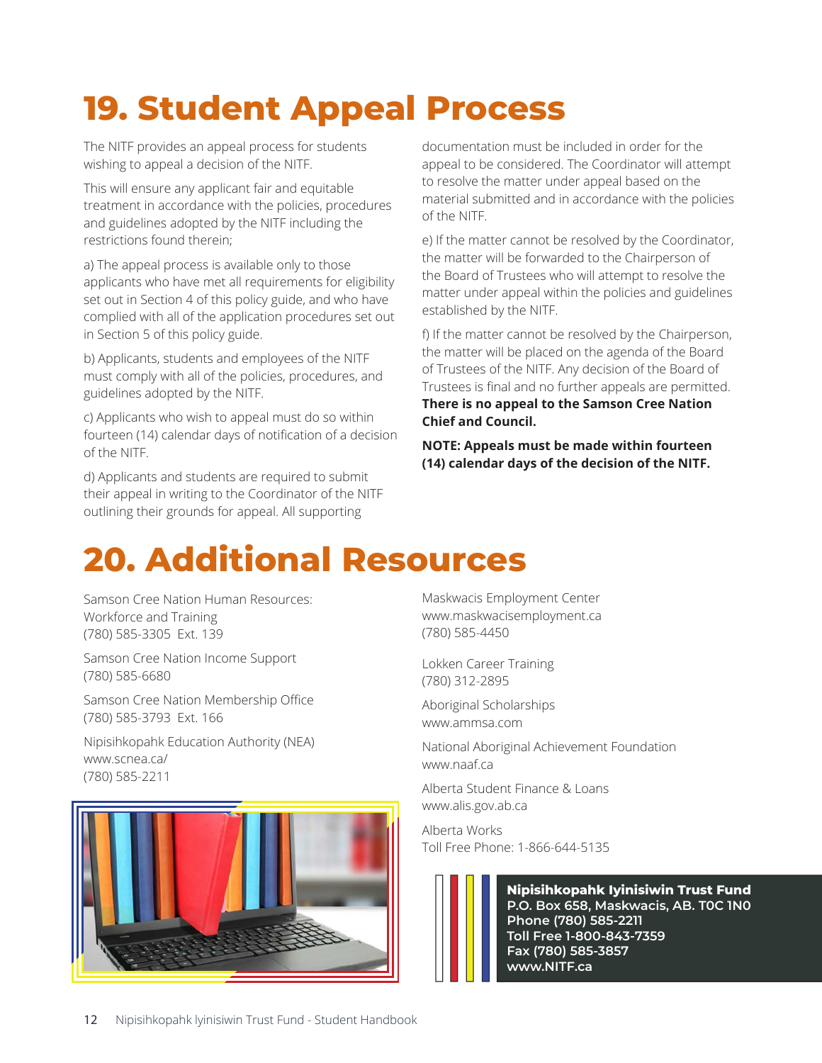# 19. Student Appeal Process

The NITF provides an appeal process for students wishing to appeal a decision of the NITF.

This will ensure any applicant fair and equitable treatment in accordance with the policies, procedures and guidelines adopted by the NITF including the restrictions found therein;

a) The appeal process is available only to those applicants who have met all requirements for eligibility set out in Section 4 of this policy guide, and who have complied with all of the application procedures set out in Section 5 of this policy guide.

b) Applicants, students and employees of the NITF must comply with all of the policies, procedures, and guidelines adopted by the NITF.

c) Applicants who wish to appeal must do so within fourteen (14) calendar days of notification of a decision of the NITF.

d) Applicants and students are required to submit their appeal in writing to the Coordinator of the NITF outlining their grounds for appeal. All supporting documentation must be included in order for the appeal to be considered. The Coordinator will attempt to resolve the matter under appeal based on the material submitted and in accordance with the policies of the NITF.

e) If the matter cannot be resolved by the Coordinator, the matter will be forwarded to the Chairperson of the Board of Trustees who will attempt to resolve the matter under appeal within the policies and guidelines established by the NITF.

f) If the matter cannot be resolved by the Chairperson, the matter will be placed on the agenda of the Board of Trustees of the NITF. Any decision of the Board of Trustees is final and no further appeals are permitted. **There is no appeal to the Samson Cree Nation Chief and Council.**

**NOTE: Appeals must be made within fourteen (14) calendar days of the decision of the NITF.**

# 20. Additional Resources

Samson Cree Nation Human Resources: Workforce and Training
(780) 585-3305 Ext. 139

Samson Cree Nation Income Support
(780) 585-6680

Samson Cree Nation Membership Office
(780) 585-3793 Ext. 166

Nipisihkopahk Education Authority (NEA)
www.scnea.ca/
(780) 585-2211

Maskwacis Employment Center
www.maskwacisemployment.ca
(780) 585-4450

Lokken Career Training
(780) 312-2895

Aboriginal Scholarships
www.ammsa.com

National Aboriginal Achievement Foundation
www.naaf.ca

Alberta Student Finance & Loans
www.alis.gov.ab.ca

Alberta Works
Toll Free Phone: 1-866-644-5135

**Nipisihkopahk Iyinisiwin Trust Fund**
**P.O. Box 658, Maskwacis, AB. T0C 1N0**
**Phone (780) 585-2211**
**Toll Free 1-800-843-7359**
**Fax (780) 585-3857**
**www.NITF.ca**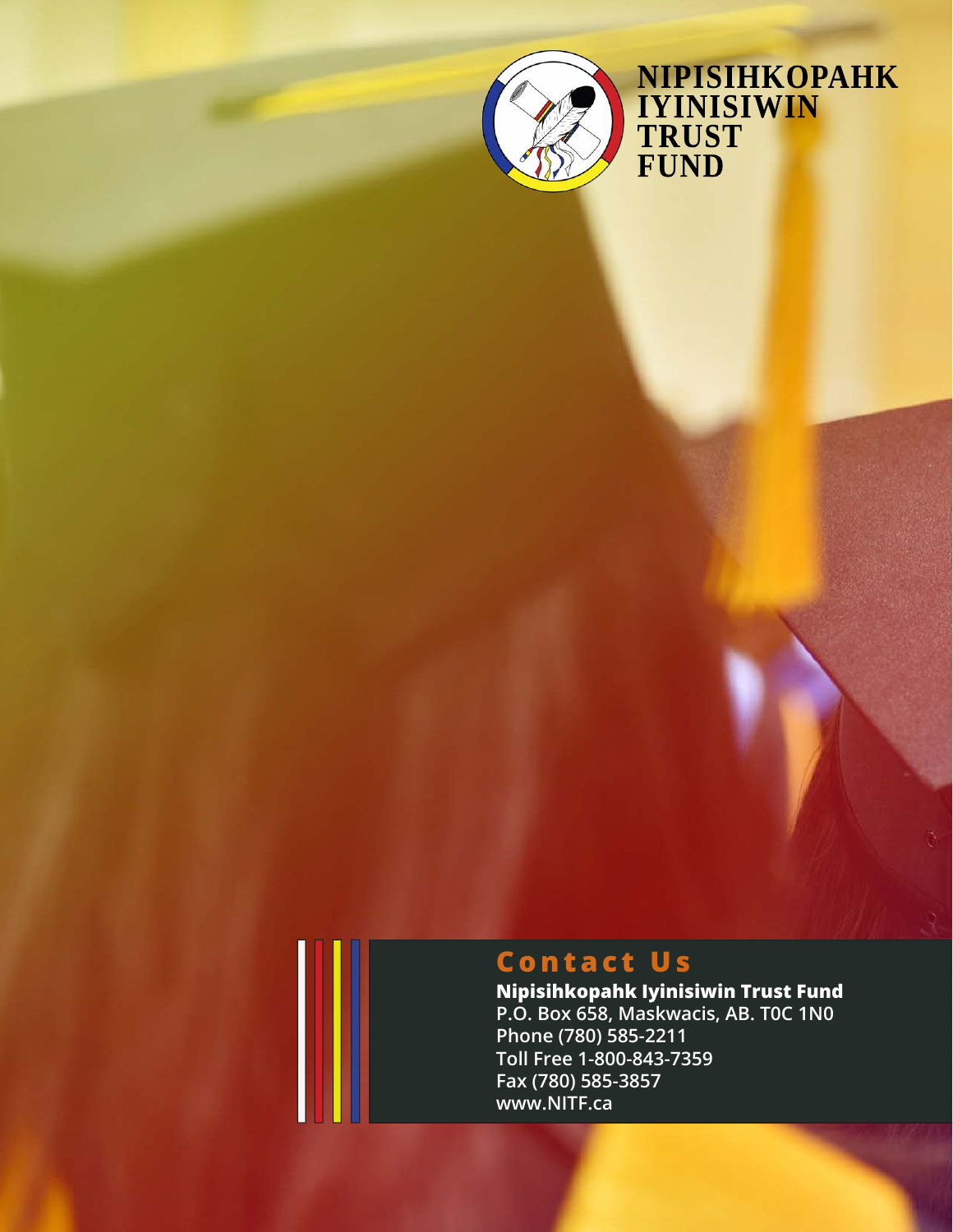NIPISIHKOPAHK IYINISIWIN TRUST FUND

## Contact Us

**Nipisihkopahk Iyinisiwin Trust Fund**
**P.O. Box 658, Maskwacis, AB. T0C 1N0**
**Phone (780) 585-2211**
**Toll Free 1-800-843-7359**
**Fax (780) 585-3857**
**www.NITF.ca**